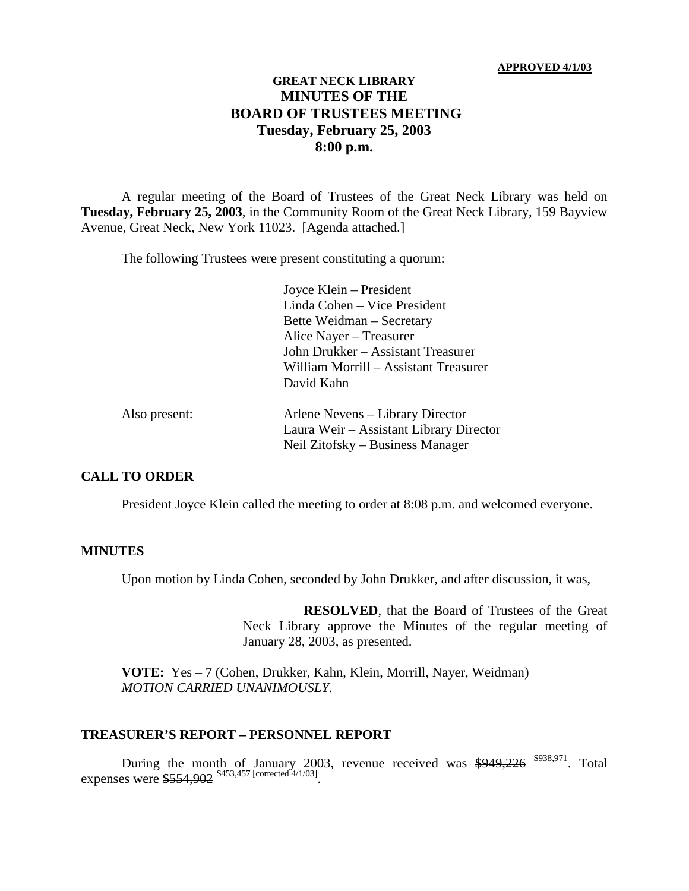**APPROVED 4/1/03**

# GREAT NECK LIBRARY
## MINUTES OF THE BOARD OF TRUSTEES MEETING
## Tuesday, February 25, 2003
## 8:00 p.m.

A regular meeting of the Board of Trustees of the Great Neck Library was held on **Tuesday, February 25, 2003**, in the Community Room of the Great Neck Library, 159 Bayview Avenue, Great Neck, New York 11023. [Agenda attached.]

The following Trustees were present constituting a quorum:

Joyce Klein – President
Linda Cohen – Vice President
Bette Weidman – Secretary
Alice Nayer – Treasurer
John Drukker – Assistant Treasurer
William Morrill – Assistant Treasurer
David Kahn

Also present:

Arlene Nevens – Library Director
Laura Weir – Assistant Library Director
Neil Zitofsky – Business Manager

### CALL TO ORDER

President Joyce Klein called the meeting to order at 8:08 p.m. and welcomed everyone.

### MINUTES

Upon motion by Linda Cohen, seconded by John Drukker, and after discussion, it was,

> **RESOLVED**, that the Board of Trustees of the Great Neck Library approve the Minutes of the regular meeting of January 28, 2003, as presented.

**VOTE:** Yes – 7 (Cohen, Drukker, Kahn, Klein, Morrill, Nayer, Weidman)
*MOTION CARRIED UNANIMOUSLY.*

### TREASURER'S REPORT – PERSONNEL REPORT

During the month of January 2003, revenue received was ~~$949,226~~ $938,971. Total expenses were ~~$554,902~~ $453,457 [corrected 4/1/03].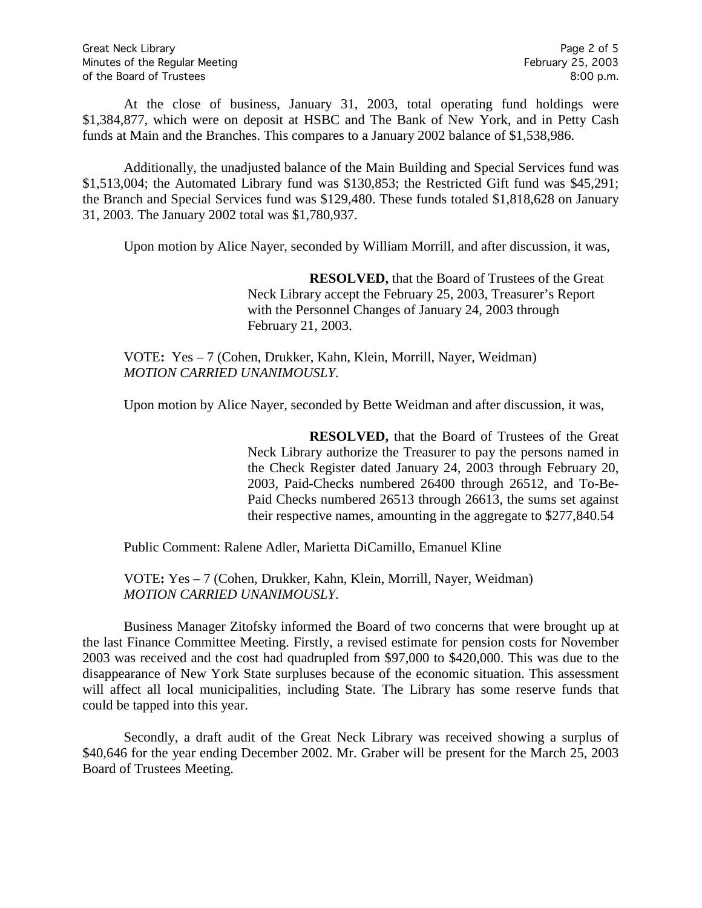At the close of business, January 31, 2003, total operating fund holdings were $1,384,877, which were on deposit at HSBC and The Bank of New York, and in Petty Cash funds at Main and the Branches. This compares to a January 2002 balance of $1,538,986.

Additionally, the unadjusted balance of the Main Building and Special Services fund was $1,513,004; the Automated Library fund was $130,853; the Restricted Gift fund was $45,291; the Branch and Special Services fund was $129,480. These funds totaled $1,818,628 on January 31, 2003. The January 2002 total was $1,780,937.

Upon motion by Alice Nayer, seconded by William Morrill, and after discussion, it was,

> **RESOLVED,** that the Board of Trustees of the Great Neck Library accept the February 25, 2003, Treasurer's Report with the Personnel Changes of January 24, 2003 through February 21, 2003.

VOTE**:** Yes – 7 (Cohen, Drukker, Kahn, Klein, Morrill, Nayer, Weidman)
*MOTION CARRIED UNANIMOUSLY.*

Upon motion by Alice Nayer, seconded by Bette Weidman and after discussion, it was,

> **RESOLVED,** that the Board of Trustees of the Great Neck Library authorize the Treasurer to pay the persons named in the Check Register dated January 24, 2003 through February 20, 2003, Paid-Checks numbered 26400 through 26512, and To-Be-Paid Checks numbered 26513 through 26613, the sums set against their respective names, amounting in the aggregate to $277,840.54

Public Comment: Ralene Adler, Marietta DiCamillo, Emanuel Kline

VOTE**:** Yes – 7 (Cohen, Drukker, Kahn, Klein, Morrill, Nayer, Weidman)
*MOTION CARRIED UNANIMOUSLY.*

Business Manager Zitofsky informed the Board of two concerns that were brought up at the last Finance Committee Meeting. Firstly, a revised estimate for pension costs for November 2003 was received and the cost had quadrupled from $97,000 to $420,000. This was due to the disappearance of New York State surpluses because of the economic situation. This assessment will affect all local municipalities, including State. The Library has some reserve funds that could be tapped into this year.

Secondly, a draft audit of the Great Neck Library was received showing a surplus of $40,646 for the year ending December 2002. Mr. Graber will be present for the March 25, 2003 Board of Trustees Meeting.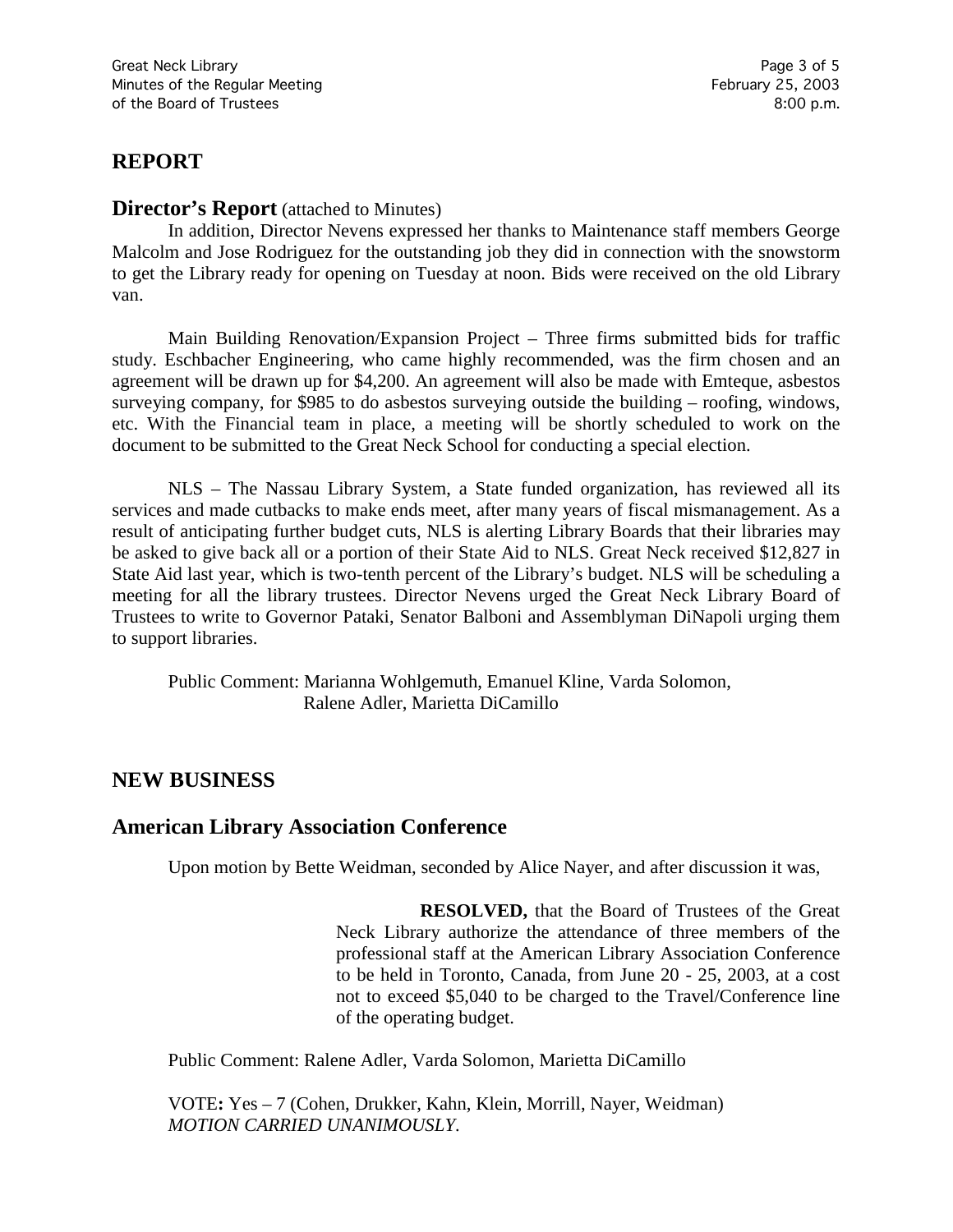## REPORT

### Director's Report (attached to Minutes)

In addition, Director Nevens expressed her thanks to Maintenance staff members George Malcolm and Jose Rodriguez for the outstanding job they did in connection with the snowstorm to get the Library ready for opening on Tuesday at noon. Bids were received on the old Library van.

Main Building Renovation/Expansion Project – Three firms submitted bids for traffic study. Eschbacher Engineering, who came highly recommended, was the firm chosen and an agreement will be drawn up for $4,200. An agreement will also be made with Emteque, asbestos surveying company, for $985 to do asbestos surveying outside the building – roofing, windows, etc. With the Financial team in place, a meeting will be shortly scheduled to work on the document to be submitted to the Great Neck School for conducting a special election.

NLS – The Nassau Library System, a State funded organization, has reviewed all its services and made cutbacks to make ends meet, after many years of fiscal mismanagement. As a result of anticipating further budget cuts, NLS is alerting Library Boards that their libraries may be asked to give back all or a portion of their State Aid to NLS. Great Neck received $12,827 in State Aid last year, which is two-tenth percent of the Library's budget. NLS will be scheduling a meeting for all the library trustees. Director Nevens urged the Great Neck Library Board of Trustees to write to Governor Pataki, Senator Balboni and Assemblyman DiNapoli urging them to support libraries.

Public Comment: Marianna Wohlgemuth, Emanuel Kline, Varda Solomon, Ralene Adler, Marietta DiCamillo

## NEW BUSINESS

### American Library Association Conference

Upon motion by Bette Weidman, seconded by Alice Nayer, and after discussion it was,

> **RESOLVED,** that the Board of Trustees of the Great Neck Library authorize the attendance of three members of the professional staff at the American Library Association Conference to be held in Toronto, Canada, from June 20 - 25, 2003, at a cost not to exceed $5,040 to be charged to the Travel/Conference line of the operating budget.

Public Comment: Ralene Adler, Varda Solomon, Marietta DiCamillo

VOTE**:** Yes – 7 (Cohen, Drukker, Kahn, Klein, Morrill, Nayer, Weidman)
*MOTION CARRIED UNANIMOUSLY*.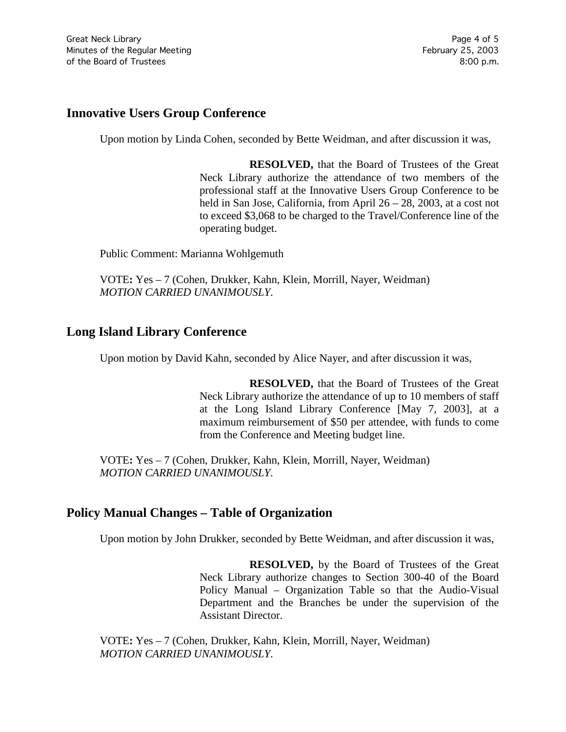## Innovative Users Group Conference

Upon motion by Linda Cohen, seconded by Bette Weidman, and after discussion it was,

> **RESOLVED,** that the Board of Trustees of the Great Neck Library authorize the attendance of two members of the professional staff at the Innovative Users Group Conference to be held in San Jose, California, from April 26 – 28, 2003, at a cost not to exceed $3,068 to be charged to the Travel/Conference line of the operating budget.

Public Comment: Marianna Wohlgemuth

VOTE**:** Yes – 7 (Cohen, Drukker, Kahn, Klein, Morrill, Nayer, Weidman)
*MOTION CARRIED UNANIMOUSLY.*

## Long Island Library Conference

Upon motion by David Kahn, seconded by Alice Nayer, and after discussion it was,

> **RESOLVED,** that the Board of Trustees of the Great Neck Library authorize the attendance of up to 10 members of staff at the Long Island Library Conference [May 7, 2003], at a maximum reimbursement of $50 per attendee, with funds to come from the Conference and Meeting budget line.

VOTE**:** Yes – 7 (Cohen, Drukker, Kahn, Klein, Morrill, Nayer, Weidman)
*MOTION CARRIED UNANIMOUSLY.*

## Policy Manual Changes – Table of Organization

Upon motion by John Drukker, seconded by Bette Weidman, and after discussion it was,

> **RESOLVED,** by the Board of Trustees of the Great Neck Library authorize changes to Section 300-40 of the Board Policy Manual – Organization Table so that the Audio-Visual Department and the Branches be under the supervision of the Assistant Director.

VOTE**:** Yes – 7 (Cohen, Drukker, Kahn, Klein, Morrill, Nayer, Weidman)
*MOTION CARRIED UNANIMOUSLY.*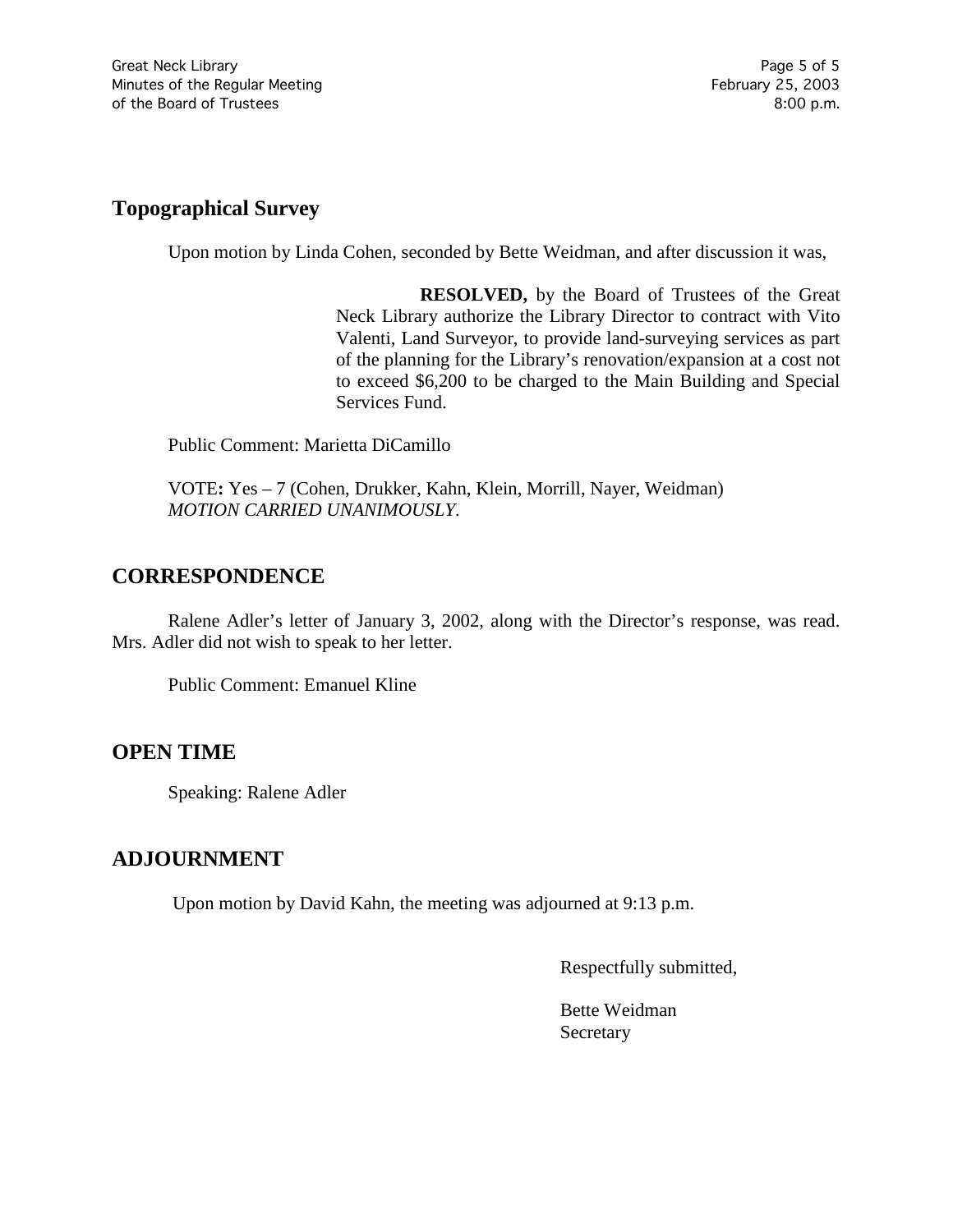## Topographical Survey

Upon motion by Linda Cohen, seconded by Bette Weidman, and after discussion it was,

> **RESOLVED,** by the Board of Trustees of the Great Neck Library authorize the Library Director to contract with Vito Valenti, Land Surveyor, to provide land-surveying services as part of the planning for the Library's renovation/expansion at a cost not to exceed $6,200 to be charged to the Main Building and Special Services Fund.

Public Comment: Marietta DiCamillo

VOTE**:** Yes – 7 (Cohen, Drukker, Kahn, Klein, Morrill, Nayer, Weidman)
*MOTION CARRIED UNANIMOUSLY*.

## CORRESPONDENCE

Ralene Adler's letter of January 3, 2002, along with the Director's response, was read. Mrs. Adler did not wish to speak to her letter.

Public Comment: Emanuel Kline

## OPEN TIME

Speaking: Ralene Adler

## ADJOURNMENT

Upon motion by David Kahn, the meeting was adjourned at 9:13 p.m.

Respectfully submitted,

Bette Weidman
Secretary